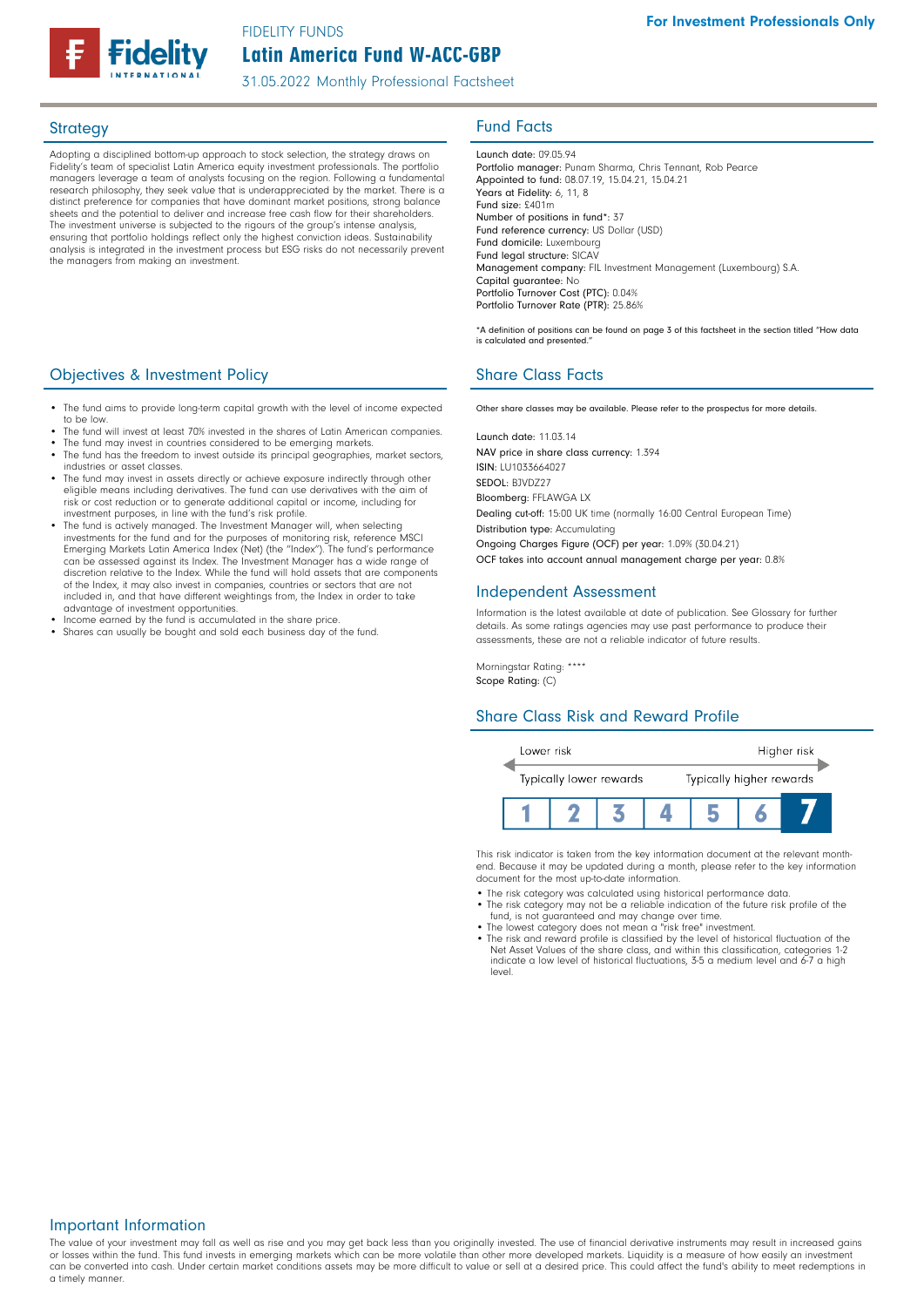For Investment Professionals Only

FIDELITY FUNDS

# Latin America Fund W-ACC-GBP

31.05.2022 Monthly Professional Factsheet

## Strategy

Adopting a disciplined bottom-up approach to stock selection, the strategy draws on Fidelity's team of specialist Latin America equity investment professionals. The portfolio managers leverage a team of analysts focusing on the region. Following a fundamental research philosophy, they seek value that is underappreciated by the market. There is a distinct preference for companies that have dominant market positions, strong balance sheets and the potential to deliver and increase free cash flow for their shareholders. The investment universe is subjected to the rigours of the group's intense analysis, ensuring that portfolio holdings reflect only the highest conviction ideas. Sustainability analysis is integrated in the investment process but ESG risks do not necessarily prevent the managers from making an investment.

## Objectives & Investment Policy

- The fund aims to provide long-term capital growth with the level of income expected to be low.
- The fund will invest at least 70% invested in the shares of Latin American companies.
- The fund may invest in countries considered to be emerging markets.
- The fund has the freedom to invest outside its principal geographies, market sectors, industries or asset classes.
- The fund may invest in assets directly or achieve exposure indirectly through other eligible means including derivatives. The fund can use derivatives with the aim of risk or cost reduction or to generate additional capital or income, including for investment purposes, in line with the fund's risk profile.
- The fund is actively managed. The Investment Manager will, when selecting investments for the fund and for the purposes of monitoring risk, reference MSCI Emerging Markets Latin America Index (Net) (the "Index"). The fund's performance can be assessed against its Index. The Investment Manager has a wide range of discretion relative to the Index. While the fund will hold assets that are components of the Index, it may also invest in companies, countries or sectors that are not included in, and that have different weightings from, the Index in order to take advantage of investment opportunities.
- Income earned by the fund is accumulated in the share price.
- Shares can usually be bought and sold each business day of the fund.

## Fund Facts

Launch date: 09.05.94
Portfolio manager: Punam Sharma, Chris Tennant, Rob Pearce
Appointed to fund: 08.07.19, 15.04.21, 15.04.21
Years at Fidelity: 6, 11, 8
Fund size: £401m
Number of positions in fund*: 37
Fund reference currency: US Dollar (USD)
Fund domicile: Luxembourg
Fund legal structure: SICAV
Management company: FIL Investment Management (Luxembourg) S.A.
Capital guarantee: No
Portfolio Turnover Cost (PTC): 0.04%
Portfolio Turnover Rate (PTR): 25.86%

*A definition of positions can be found on page 3 of this factsheet in the section titled "How data is calculated and presented."

## Share Class Facts

Other share classes may be available. Please refer to the prospectus for more details.

Launch date: 11.03.14
NAV price in share class currency: 1.394
ISIN: LU1033664027
SEDOL: BJVDZ27
Bloomberg: FFLAWGA LX
Dealing cut-off: 15:00 UK time (normally 16:00 Central European Time)
Distribution type: Accumulating
Ongoing Charges Figure (OCF) per year: 1.09% (30.04.21)
OCF takes into account annual management charge per year: 0.8%

## Independent Assessment

Information is the latest available at date of publication. See Glossary for further details. As some ratings agencies may use past performance to produce their assessments, these are not a reliable indicator of future results.

Morningstar Rating: ****
Scope Rating: (C)

## Share Class Risk and Reward Profile

| Lower risk | | | | | | Higher risk |
|---|---|---|---|---|---|---|
| Typically lower rewards | | | | | | Typically higher rewards |
| 1 | 2 | 3 | 4 | 5 | 6 | **7** |

This risk indicator is taken from the key information document at the relevant month-end. Because it may be updated during a month, please refer to the key information document for the most up-to-date information.

- The risk category was calculated using historical performance data.
- The risk category may not be a reliable indication of the future risk profile of the fund, is not guaranteed and may change over time.
- The lowest category does not mean a "risk free" investment.
- The risk and reward profile is classified by the level of historical fluctuation of the Net Asset Values of the share class, and within this classification, categories 1-2 indicate a low level of historical fluctuations, 3-5 a medium level and 6-7 a high level.

## Important Information

The value of your investment may fall as well as rise and you may get back less than you originally invested. The use of financial derivative instruments may result in increased gains or losses within the fund. This fund invests in emerging markets which can be more volatile than other more developed markets. Liquidity is a measure of how easily an investment can be converted into cash. Under certain market conditions assets may be more difficult to value or sell at a desired price. This could affect the fund's ability to meet redemptions in a timely manner.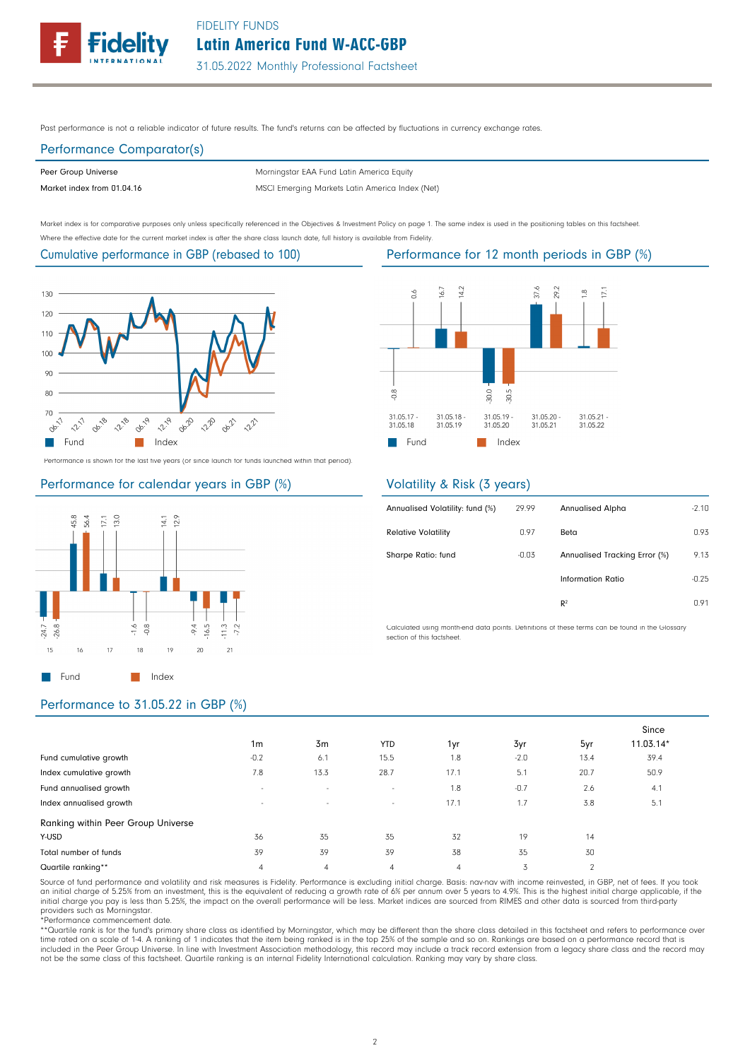Past performance is not a reliable indicator of future results. The fund's returns can be affected by fluctuations in currency exchange rates.

## Performance Comparator(s)

| | |
|---|---|
| Peer Group Universe | Morningstar EAA Fund Latin America Equity |
| Market index from 01.04.16 | MSCI Emerging Markets Latin America Index (Net) |

Market index is for comparative purposes only unless specifically referenced in the Objectives & Investment Policy on page 1. The same index is used in the positioning tables on this factsheet.
Where the effective date for the current market index is after the share class launch date, full history is available from Fidelity.

## Cumulative performance in GBP (rebased to 100)

Fund  Index

Performance is shown for the last five years (or since launch for funds launched within that period).

## Performance for 12 month periods in GBP (%)

| | 31.05.17 - 31.05.18 | 31.05.18 - 31.05.19 | 31.05.19 - 31.05.20 | 31.05.20 - 31.05.21 | 31.05.21 - 31.05.22 |
|---|---|---|---|---|---|
| Fund | -0.8 | 16.7 | -30.0 | 37.6 | 1.8 |
| Index | 0.6 | 14.2 | -30.5 | 29.2 | 17.1 |

## Performance for calendar years in GBP (%)

| | 15 | 16 | 17 | 18 | 19 | 20 | 21 |
|---|---|---|---|---|---|---|---|
| Fund | -24.7 | 45.8 | 17.1 | -1.6 | 14.1 | -9.4 | -11.3 |
| Index | -26.8 | 56.4 | 13.0 | -0.8 | 12.9 | -16.5 | -7.2 |

## Volatility & Risk (3 years)

| | | | |
|---|---|---|---|
| Annualised Volatility: fund (%) | 29.99 | Annualised Alpha | -2.10 |
| Relative Volatility | 0.97 | Beta | 0.93 |
| Sharpe Ratio: fund | -0.03 | Annualised Tracking Error (%) | 9.13 |
| | | Information Ratio | -0.25 |
| | | $R^2$ | 0.91 |

Calculated using month-end data points. Definitions of these terms can be found in the Glossary section of this factsheet.

## Performance to 31.05.22 in GBP (%)

| | 1m | 3m | YTD | 1yr | 3yr | 5yr | Since 11.03.14* |
|---|---|---|---|---|---|---|---|
| Fund cumulative growth | -0.2 | 6.1 | 15.5 | 1.8 | -2.0 | 13.4 | 39.4 |
| Index cumulative growth | 7.8 | 13.3 | 28.7 | 17.1 | 5.1 | 20.7 | 50.9 |
| Fund annualised growth | - | - | - | 1.8 | -0.7 | 2.6 | 4.1 |
| Index annualised growth | - | - | - | 17.1 | 1.7 | 3.8 | 5.1 |
| **Ranking within Peer Group Universe** | | | | | | | |
| Y-USD | 36 | 35 | 35 | 32 | 19 | 14 | |
| Total number of funds | 39 | 39 | 39 | 38 | 35 | 30 | |
| Quartile ranking** | 4 | 4 | 4 | 4 | 3 | 2 | |

Source of fund performance and volatility and risk measures is Fidelity. Performance is excluding initial charge. Basis: nav-nav with income reinvested, in GBP, net of fees. If you took an initial charge of 5.25% from an investment, this is the equivalent of reducing a growth rate of 6% per annum over 5 years to 4.9%. This is the highest initial charge applicable, if the initial charge you pay is less than 5.25%, the impact on the overall performance will be less. Market indices are sourced from RIMES and other data is sourced from third-party providers such as Morningstar.
*Performance commencement date.
**Quartile rank is for the fund's primary share class as identified by Morningstar, which may be different than the share class detailed in this factsheet and refers to performance over time rated on a scale of 1-4. A ranking of 1 indicates that the item being ranked is in the top 25% of the sample and so on. Rankings are based on a performance record that is included in the Peer Group Universe. In line with Investment Association methodology, this record may include a track record extension from a legacy share class and the record may not be the same class of this factsheet. Quartile ranking is an internal Fidelity International calculation. Ranking may vary by share class.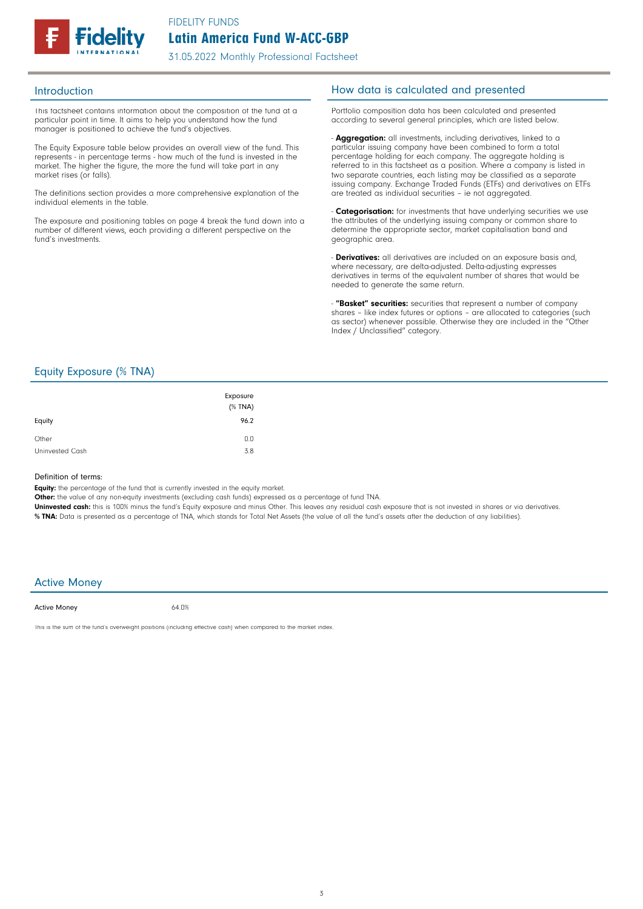FIDELITY FUNDS

# Latin America Fund W-ACC-GBP

31.05.2022 Monthly Professional Factsheet

## Introduction

This factsheet contains information about the composition of the fund at a particular point in time. It aims to help you understand how the fund manager is positioned to achieve the fund's objectives.

The Equity Exposure table below provides an overall view of the fund. This represents - in percentage terms - how much of the fund is invested in the market. The higher the figure, the more the fund will take part in any market rises (or falls).

The definitions section provides a more comprehensive explanation of the individual elements in the table.

The exposure and positioning tables on page 4 break the fund down into a number of different views, each providing a different perspective on the fund's investments.

## How data is calculated and presented

Portfolio composition data has been calculated and presented according to several general principles, which are listed below.

- **Aggregation:** all investments, including derivatives, linked to a particular issuing company have been combined to form a total percentage holding for each company. The aggregate holding is referred to in this factsheet as a position. Where a company is listed in two separate countries, each listing may be classified as a separate issuing company. Exchange Traded Funds (ETFs) and derivatives on ETFs are treated as individual securities – ie not aggregated.

- **Categorisation:** for investments that have underlying securities we use the attributes of the underlying issuing company or common share to determine the appropriate sector, market capitalisation band and geographic area.

- **Derivatives:** all derivatives are included on an exposure basis and, where necessary, are delta-adjusted. Delta-adjusting expresses derivatives in terms of the equivalent number of shares that would be needed to generate the same return.

- **"Basket" securities:** securities that represent a number of company shares – like index futures or options – are allocated to categories (such as sector) whenever possible. Otherwise they are included in the "Other Index / Unclassified" category.

## Equity Exposure (% TNA)

| | Exposure (% TNA) |
|---|---|
| Equity | 96.2 |
| Other | 0.0 |
| Uninvested Cash | 3.8 |

Definition of terms:

**Equity:** the percentage of the fund that is currently invested in the equity market.

**Other:** the value of any non-equity investments (excluding cash funds) expressed as a percentage of fund TNA.

**Uninvested cash:** this is 100% minus the fund's Equity exposure and minus Other. This leaves any residual cash exposure that is not invested in shares or via derivatives.

**% TNA:** Data is presented as a percentage of TNA, which stands for Total Net Assets (the value of all the fund's assets after the deduction of any liabilities).

## Active Money

| Active Money | 64.0% |
|---|---|

This is the sum of the fund's overweight positions (including effective cash) when compared to the market index.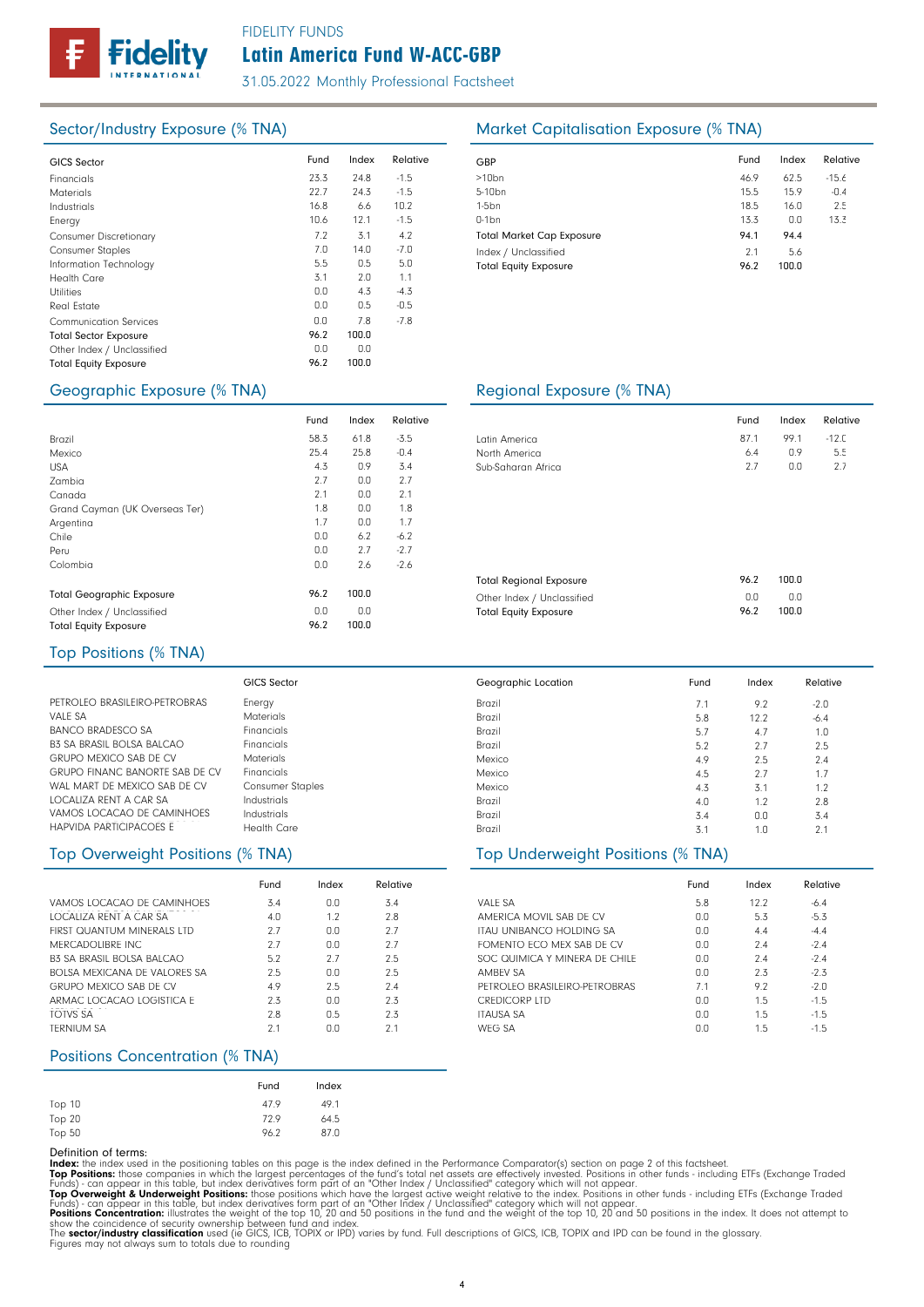FIDELITY FUNDS

# Latin America Fund W-ACC-GBP

31.05.2022 Monthly Professional Factsheet

## Sector/Industry Exposure (% TNA)

| GICS Sector | Fund | Index | Relative |
|---|---|---|---|
| Financials | 23.3 | 24.8 | -1.5 |
| Materials | 22.7 | 24.3 | -1.5 |
| Industrials | 16.8 | 6.6 | 10.2 |
| Energy | 10.6 | 12.1 | -1.5 |
| Consumer Discretionary | 7.2 | 3.1 | 4.2 |
| Consumer Staples | 7.0 | 14.0 | -7.0 |
| Information Technology | 5.5 | 0.5 | 5.0 |
| Health Care | 3.1 | 2.0 | 1.1 |
| Utilities | 0.0 | 4.3 | -4.3 |
| Real Estate | 0.0 | 0.5 | -0.5 |
| Communication Services | 0.0 | 7.8 | -7.8 |
| **Total Sector Exposure** | **96.2** | **100.0** | |
| Other Index / Unclassified | 0.0 | 0.0 | |
| **Total Equity Exposure** | **96.2** | **100.0** | |

## Market Capitalisation Exposure (% TNA)

| GBP | Fund | Index | Relative |
|---|---|---|---|
| >10bn | 46.9 | 62.5 | -15.6 |
| 5-10bn | 15.5 | 15.9 | -0.4 |
| 1-5bn | 18.5 | 16.0 | 2.5 |
| 0-1bn | 13.3 | 0.0 | 13.3 |
| **Total Market Cap Exposure** | **94.1** | **94.4** | |
| Index / Unclassified | 2.1 | 5.6 | |
| **Total Equity Exposure** | **96.2** | **100.0** | |

## Geographic Exposure (% TNA)

| | Fund | Index | Relative |
|---|---|---|---|
| Brazil | 58.3 | 61.8 | -3.5 |
| Mexico | 25.4 | 25.8 | -0.4 |
| USA | 4.3 | 0.9 | 3.4 |
| Zambia | 2.7 | 0.0 | 2.7 |
| Canada | 2.1 | 0.0 | 2.1 |
| Grand Cayman (UK Overseas Ter) | 1.8 | 0.0 | 1.8 |
| Argentina | 1.7 | 0.0 | 1.7 |
| Chile | 0.0 | 6.2 | -6.2 |
| Peru | 0.0 | 2.7 | -2.7 |
| Colombia | 0.0 | 2.6 | -2.6 |
| **Total Geographic Exposure** | **96.2** | **100.0** | |
| Other Index / Unclassified | 0.0 | 0.0 | |
| **Total Equity Exposure** | **96.2** | **100.0** | |

## Regional Exposure (% TNA)

| | Fund | Index | Relative |
|---|---|---|---|
| Latin America | 87.1 | 99.1 | -12.0 |
| North America | 6.4 | 0.9 | 5.5 |
| Sub-Saharan Africa | 2.7 | 0.0 | 2.7 |
| **Total Regional Exposure** | **96.2** | **100.0** | |
| Other Index / Unclassified | 0.0 | 0.0 | |
| **Total Equity Exposure** | **96.2** | **100.0** | |

## Top Positions (% TNA)

| | GICS Sector | Geographic Location | Fund | Index | Relative |
|---|---|---|---|---|---|
| PETROLEO BRASILEIRO-PETROBRAS | Energy | Brazil | 7.1 | 9.2 | -2.0 |
| VALE SA | Materials | Brazil | 5.8 | 12.2 | -6.4 |
| BANCO BRADESCO SA | Financials | Brazil | 5.7 | 4.7 | 1.0 |
| B3 SA BRASIL BOLSA BALCAO | Financials | Brazil | 5.2 | 2.7 | 2.5 |
| GRUPO MEXICO SAB DE CV | Materials | Mexico | 4.9 | 2.5 | 2.4 |
| GRUPO FINANC BANORTE SAB DE CV | Financials | Mexico | 4.5 | 2.7 | 1.7 |
| WAL MART DE MEXICO SAB DE CV | Consumer Staples | Mexico | 4.3 | 3.1 | 1.2 |
| LOCALIZA RENT A CAR SA | Industrials | Brazil | 4.0 | 1.2 | 2.8 |
| VAMOS LOCACAO DE CAMINHOES | Industrials | Brazil | 3.4 | 0.0 | 3.4 |
| HAPVIDA PARTICIPACOES E | Health Care | Brazil | 3.1 | 1.0 | 2.1 |

## Top Overweight Positions (% TNA)

| | Fund | Index | Relative |
|---|---|---|---|
| VAMOS LOCACAO DE CAMINHOES | 3.4 | 0.0 | 3.4 |
| LOCALIZA RENT A CAR SA | 4.0 | 1.2 | 2.8 |
| FIRST QUANTUM MINERALS LTD | 2.7 | 0.0 | 2.7 |
| MERCADOLIBRE INC | 2.7 | 0.0 | 2.7 |
| B3 SA BRASIL BOLSA BALCAO | 5.2 | 2.7 | 2.5 |
| BOLSA MEXICANA DE VALORES SA | 2.5 | 0.0 | 2.5 |
| GRUPO MEXICO SAB DE CV | 4.9 | 2.5 | 2.4 |
| ARMAC LOCACAO LOGISTICA E | 2.3 | 0.0 | 2.3 |
| TOTVS SA | 2.8 | 0.5 | 2.3 |
| TERNIUM SA | 2.1 | 0.0 | 2.1 |

## Top Underweight Positions (% TNA)

| | Fund | Index | Relative |
|---|---|---|---|
| VALE SA | 5.8 | 12.2 | -6.4 |
| AMERICA MOVIL SAB DE CV | 0.0 | 5.3 | -5.3 |
| ITAU UNIBANCO HOLDING SA | 0.0 | 4.4 | -4.4 |
| FOMENTO ECO MEX SAB DE CV | 0.0 | 2.4 | -2.4 |
| SOC QUIMICA Y MINERA DE CHILE | 0.0 | 2.4 | -2.4 |
| AMBEV SA | 0.0 | 2.3 | -2.3 |
| PETROLEO BRASILEIRO-PETROBRAS | 7.1 | 9.2 | -2.0 |
| CREDICORP LTD | 0.0 | 1.5 | -1.5 |
| ITAUSA SA | 0.0 | 1.5 | -1.5 |
| WEG SA | 0.0 | 1.5 | -1.5 |

## Positions Concentration (% TNA)

| | Fund | Index |
|---|---|---|
| Top 10 | 47.9 | 49.1 |
| Top 20 | 72.9 | 64.5 |
| Top 50 | 96.2 | 87.0 |

Definition of terms:

**Index:** the index used in the positioning tables on this page is the index defined in the Performance Comparator(s) section on page 2 of this factsheet.

**Top Positions:** those companies in which the largest percentages of the fund's total net assets are effectively invested. Positions in other funds - including ETFs (Exchange Traded Funds) - can appear in this table, but index derivatives form part of an "Other Index / Unclassified" category which will not appear.

**Top Overweight & Underweight Positions:** those positions which have the largest active weight relative to the index. Positions in other funds - including ETFs (Exchange Traded Funds) - can appear in this table, but index derivatives form part of an "Other Index / Unclassified" category which will not appear.

**Positions Concentration:** illustrates the weight of the top 10, 20 and 50 positions in the fund and the weight of the top 10, 20 and 50 positions in the index. It does not attempt to show the coincidence of security ownership between fund and index.

The **sector/industry classification** used (ie GICS, ICB, TOPIX or IPD) varies by fund. Full descriptions of GICS, ICB, TOPIX and IPD can be found in the glossary.

Figures may not always sum to totals due to rounding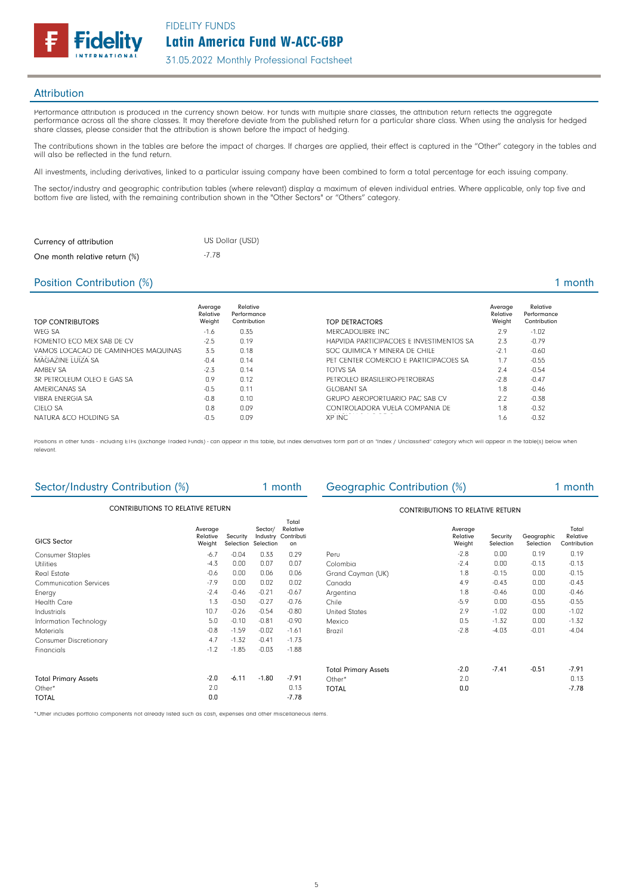## Attribution

Performance attribution is produced in the currency shown below. For funds with multiple share classes, the attribution return reflects the aggregate performance across all the share classes. It may therefore deviate from the published return for a particular share class. When using the analysis for hedged share classes, please consider that the attribution is shown before the impact of hedging.

The contributions shown in the tables are before the impact of charges. If charges are applied, their effect is captured in the "Other" category in the tables and will also be reflected in the fund return.

All investments, including derivatives, linked to a particular issuing company have been combined to form a total percentage for each issuing company.

The sector/industry and geographic contribution tables (where relevant) display a maximum of eleven individual entries. Where applicable, only top five and bottom five are listed, with the remaining contribution shown in the "Other Sectors" or "Others" category.

| | |
|---|---|
| Currency of attribution | US Dollar (USD) |
| One month relative return (%) | -7.78 |

## Position Contribution (%) — 1 month

| TOP CONTRIBUTORS | Average Relative Weight | Relative Performance Contribution |
|---|---|---|
| WEG SA | -1.6 | 0.35 |
| FOMENTO ECO MEX SAB DE CV | -2.5 | 0.19 |
| VAMOS LOCACAO DE CAMINHOES MAQUINAS | 3.5 | 0.18 |
| MAGAZINE LUIZA SA | -0.4 | 0.14 |
| AMBEV SA | -2.3 | 0.14 |
| 3R PETROLEUM OLEO E GAS SA | 0.9 | 0.12 |
| AMERICANAS SA | -0.5 | 0.11 |
| VIBRA ENERGIA SA | -0.8 | 0.10 |
| CIELO SA | 0.8 | 0.09 |
| NATURA &CO HOLDING SA | -0.5 | 0.09 |

| TOP DETRACTORS | Average Relative Weight | Relative Performance Contribution |
|---|---|---|
| MERCADOLIBRE INC | 2.9 | -1.02 |
| HAPVIDA PARTICIPACOES E INVESTIMENTOS SA | 2.3 | -0.79 |
| SOC QUIMICA Y MINERA DE CHILE | -2.1 | -0.60 |
| PET CENTER COMERCIO E PARTICIPACOES SA | 1.7 | -0.55 |
| TOTVS SA | 2.4 | -0.54 |
| PETROLEO BRASILEIRO-PETROBRAS | -2.8 | -0.47 |
| GLOBANT SA | 1.8 | -0.46 |
| GRUPO AEROPORTUARIO PAC SAB CV | 2.2 | -0.38 |
| CONTROLADORA VUELA COMPANIA DE | 1.8 | -0.32 |
| XP INC | 1.6 | -0.32 |

Positions in other funds - including ETFs (Exchange Traded Funds) - can appear in this table, but index derivatives form part of an "Index / Unclassified" category which will appear in the table(s) below when relevant.

## Sector/Industry Contribution (%) — 1 month

CONTRIBUTIONS TO RELATIVE RETURN

| GICS Sector | Average Relative Weight | Security Selection | Sector/ Industry Selection | Total Relative Contribution |
|---|---|---|---|---|
| Consumer Staples | -6.7 | -0.04 | 0.33 | 0.29 |
| Utilities | -4.3 | 0.00 | 0.07 | 0.07 |
| Real Estate | -0.6 | 0.00 | 0.06 | 0.06 |
| Communication Services | -7.9 | 0.00 | 0.02 | 0.02 |
| Energy | -2.4 | -0.46 | -0.21 | -0.67 |
| Health Care | 1.3 | -0.50 | -0.27 | -0.76 |
| Industrials | 10.7 | -0.26 | -0.54 | -0.80 |
| Information Technology | 5.0 | -0.10 | -0.81 | -0.90 |
| Materials | -0.8 | -1.59 | -0.02 | -1.61 |
| Consumer Discretionary | 4.7 | -1.32 | -0.41 | -1.73 |
| Financials | -1.2 | -1.85 | -0.03 | -1.88 |
| Total Primary Assets | -2.0 | -6.11 | -1.80 | -7.91 |
| Other* | 2.0 | | | 0.13 |
| TOTAL | 0.0 | | | -7.78 |

## Geographic Contribution (%) — 1 month

CONTRIBUTIONS TO RELATIVE RETURN

| | Average Relative Weight | Security Selection | Geographic Selection | Total Relative Contribution |
|---|---|---|---|---|
| Peru | -2.8 | 0.00 | 0.19 | 0.19 |
| Colombia | -2.4 | 0.00 | -0.13 | -0.13 |
| Grand Cayman (UK) | 1.8 | -0.15 | 0.00 | -0.15 |
| Canada | 4.9 | -0.43 | 0.00 | -0.43 |
| Argentina | 1.8 | -0.46 | 0.00 | -0.46 |
| Chile | -5.9 | 0.00 | -0.55 | -0.55 |
| United States | 2.9 | -1.02 | 0.00 | -1.02 |
| Mexico | 0.5 | -1.32 | 0.00 | -1.32 |
| Brazil | -2.8 | -4.03 | -0.01 | -4.04 |
| Total Primary Assets | -2.0 | -7.41 | -0.51 | -7.91 |
| Other* | 2.0 | | | 0.13 |
| TOTAL | 0.0 | | | -7.78 |

*Other includes portfolio components not already listed such as cash, expenses and other miscellaneous items.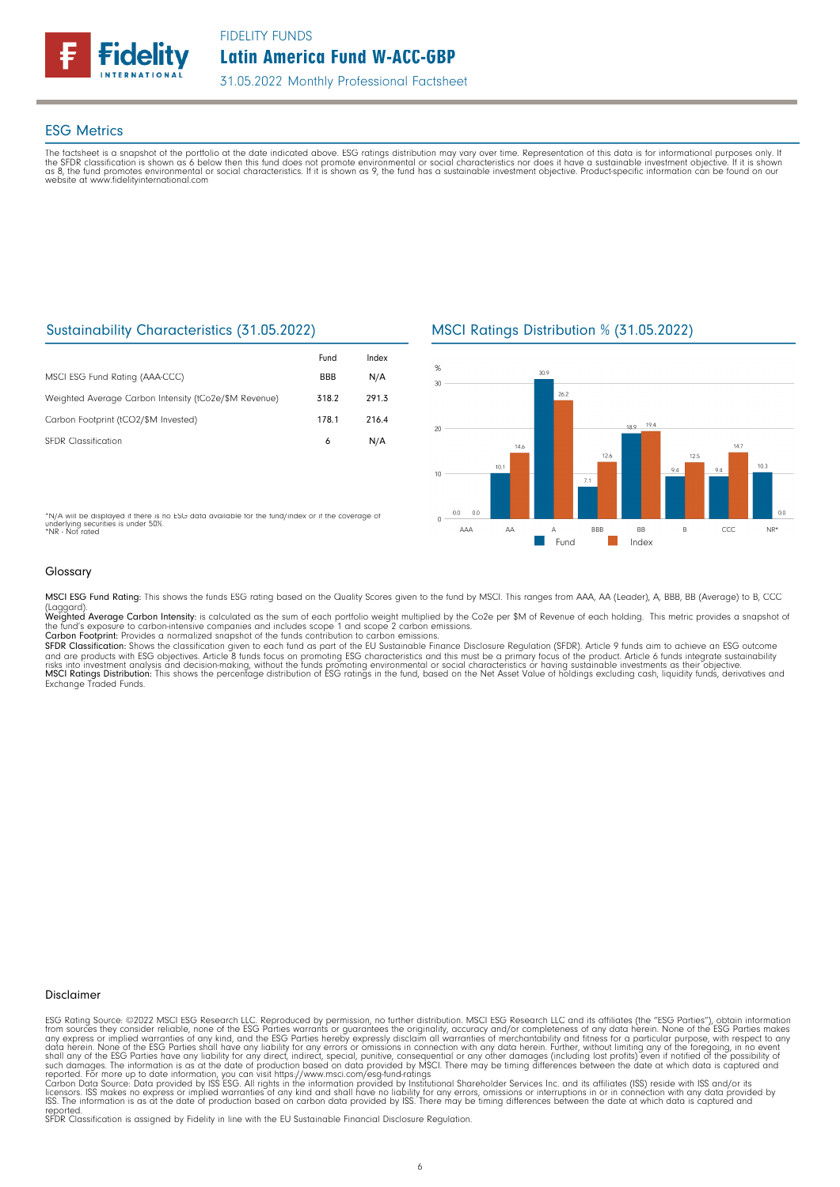# Latin America Fund W-ACC-GBP

## ESG Metrics

The factsheet is a snapshot of the portfolio at the date indicated above. ESG ratings distribution may vary over time. Representation of this data is for informational purposes only. If the SFDR classification is shown as 6 below then this fund does not promote environmental or social characteristics nor does it have a sustainable investment objective. If it is shown as 8, the fund promotes environmental or social characteristics. If it is shown as 9, the fund has a sustainable investment objective. Product-specific information can be found on our website at www.fidelityinternational.com

### Sustainability Characteristics (31.05.2022)

| | Fund | Index |
|---|---|---|
| MSCI ESG Fund Rating (AAA-CCC) | BBB | N/A |
| Weighted Average Carbon Intensity (tCo2e/$M Revenue) | 318.2 | 291.3 |
| Carbon Footprint (tCO2/$M Invested) | 178.1 | 216.4 |
| SFDR Classification | 6 | N/A |

*N/A will be displayed if there is no ESG data available for the fund/index or if the coverage of underlying securities is under 50%.
*NR - Not rated

### MSCI Ratings Distribution % (31.05.2022)

| Rating | Fund | Index |
|---|---|---|
| AAA | 0.0 | 0.0 |
| AA | 10.1 | 14.6 |
| A | 30.9 | 26.2 |
| BBB | 7.1 | 12.6 |
| BB | 18.9 | 19.4 |
| B | 9.4 | 12.5 |
| CCC | 9.4 | 14.7 |
| NR* | 10.3 | 0.0 |

## Glossary

**MSCI ESG Fund Rating:** This shows the funds ESG rating based on the Quality Scores given to the fund by MSCI. This ranges from AAA, AA (Leader), A, BBB, BB (Average) to B, CCC (Laggard).
**Weighted Average Carbon Intensity:** is calculated as the sum of each portfolio weight multiplied by the Co2e per $M of Revenue of each holding. This metric provides a snapshot of the fund's exposure to carbon-intensive companies and includes scope 1 and scope 2 carbon emissions.
**Carbon Footprint:** Provides a normalized snapshot of the funds contribution to carbon emissions.
**SFDR Classification:** Shows the classification given to each fund as part of the EU Sustainable Finance Disclosure Regulation (SFDR). Article 9 funds aim to achieve an ESG outcome and are products with ESG objectives. Article 8 funds focus on promoting ESG characteristics and this must be a primary focus of the product. Article 6 funds integrate sustainability risks into investment analysis and decision-making, without the funds promoting environmental or social characteristics or having sustainable investments as their objective.
**MSCI Ratings Distribution:** This shows the percentage distribution of ESG ratings in the fund, based on the Net Asset Value of holdings excluding cash, liquidity funds, derivatives and Exchange Traded Funds.

## Disclaimer

ESG Rating Source: ©2022 MSCI ESG Research LLC. Reproduced by permission, no further distribution. MSCI ESG Research LLC and its affiliates (the "ESG Parties"), obtain information from sources they consider reliable, none of the ESG Parties warrants or guarantees the originality, accuracy and/or completeness of any data herein. None of the ESG Parties makes any express or implied warranties of any kind, and the ESG Parties hereby expressly disclaim all warranties of merchantability and fitness for a particular purpose, with respect to any data herein. None of the ESG Parties shall have any liability for any errors or omissions in connection with any data herein. Further, without limiting any of the foregoing, in no event shall any of the ESG Parties have any liability for any direct, indirect, special, punitive, consequential or any other damages (including lost profits) even if notified of the possibility of such damages. The information is as at the date of production based on data provided by MSCI. There may be timing differences between the date at which data is captured and reported. For more up to date information, you can visit https://www.msci.com/esg-fund-ratings
Carbon Data Source: Data provided by ISS ESG. All rights in the information provided by Institutional Shareholder Services Inc. and its affiliates (ISS) reside with ISS and/or its licensors. ISS makes no express or implied warranties of any kind and shall have no liability for any errors, omissions or interruptions in or in connection with any data provided by ISS. The information is as at the date of production based on carbon data provided by ISS. There may be timing differences between the date at which data is captured and reported.
SFDR Classification is assigned by Fidelity in line with the EU Sustainable Financial Disclosure Regulation.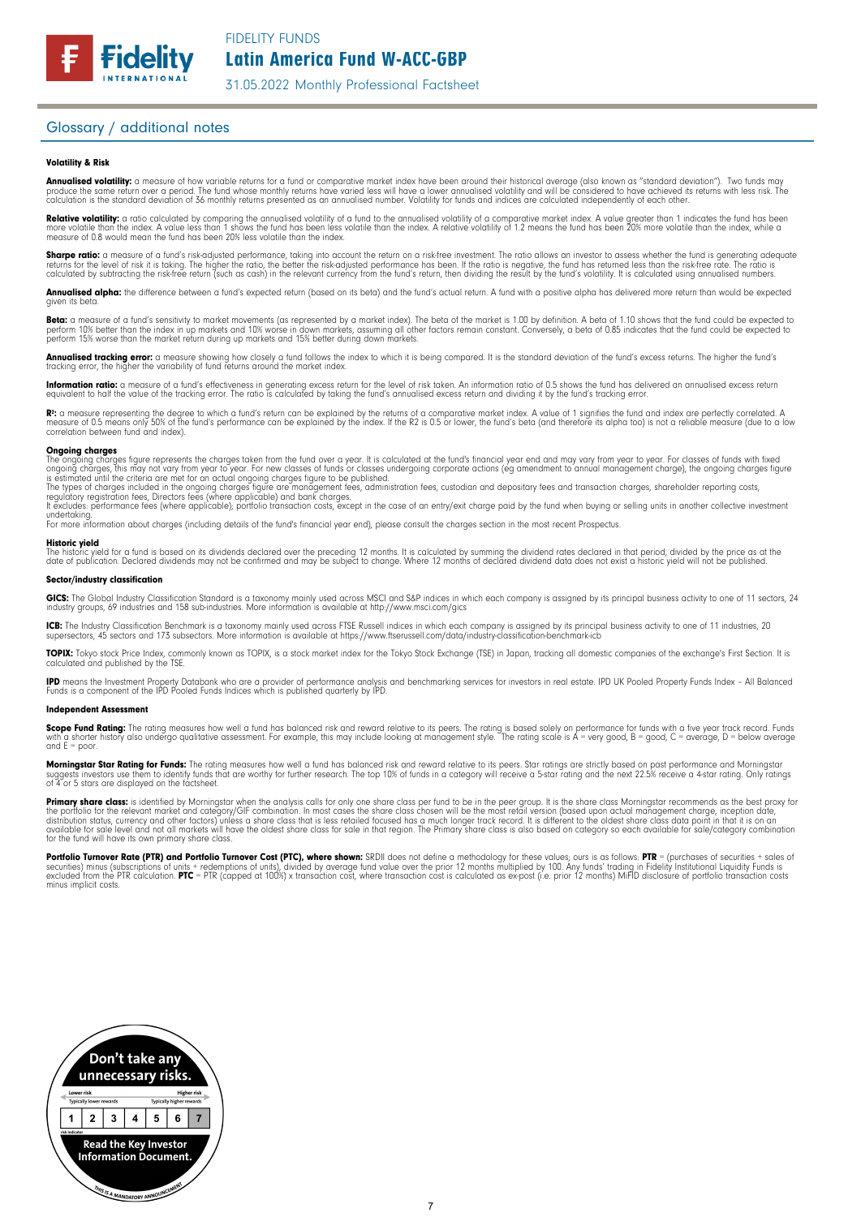## Glossary / additional notes

#### Volatility & Risk

**Annualised volatility:** a measure of how variable returns for a fund or comparative market index have been around their historical average (also known as "standard deviation"). Two funds may produce the same return over a period. The fund whose monthly returns have varied less will have a lower annualised volatility and will be considered to have achieved its returns with less risk. The calculation is the standard deviation of 36 monthly returns presented as an annualised number. Volatility for funds and indices are calculated independently of each other.

**Relative volatility:** a ratio calculated by comparing the annualised volatility of a fund to the annualised volatility of a comparative market index. A value greater than 1 indicates the fund has been more volatile than the index. A value less than 1 shows the fund has been less volatile than the index. A relative volatility of 1.2 means the fund has been 20% more volatile than the index, while a measure of 0.8 would mean the fund has been 20% less volatile than the index.

**Sharpe ratio:** a measure of a fund's risk-adjusted performance, taking into account the return on a risk-free investment. The ratio allows an investor to assess whether the fund is generating adequate returns for the level of risk it is taking. The higher the ratio, the better the risk-adjusted performance has been. If the ratio is negative, the fund has returned less than the risk-free rate. The ratio is calculated by subtracting the risk-free return (such as cash) in the relevant currency from the fund's return, then dividing the result by the fund's volatility. It is calculated using annualised numbers.

**Annualised alpha:** the difference between a fund's expected return (based on its beta) and the fund's actual return. A fund with a positive alpha has delivered more return than would be expected given its beta.

**Beta:** a measure of a fund's sensitivity to market movements (as represented by a market index). The beta of the market is 1.00 by definition. A beta of 1.10 shows that the fund could be expected to perform 10% better than the index in up markets and 10% worse in down markets, assuming all other factors remain constant. Conversely, a beta of 0.85 indicates that the fund could be expected to perform 15% worse than the market return during up markets and 15% better during down markets.

**Annualised tracking error:** a measure showing how closely a fund follows the index to which it is being compared. It is the standard deviation of the fund's excess returns. The higher the fund's tracking error, the higher the variability of fund returns around the market index.

**Information ratio:** a measure of a fund's effectiveness in generating excess return for the level of risk taken. An information ratio of 0.5 shows the fund has delivered an annualised excess return equivalent to half the value of the tracking error. The ratio is calculated by taking the fund's annualised excess return and dividing it by the fund's tracking error.

**$R^2$:** a measure representing the degree to which a fund's return can be explained by the returns of a comparative market index. A value of 1 signifies the fund and index are perfectly correlated. A measure of 0.5 means only 50% of the fund's performance can be explained by the index. If the R2 is 0.5 or lower, the fund's beta (and therefore its alpha too) is not a reliable measure (due to a low correlation between fund and index).

#### Ongoing charges

The ongoing charges figure represents the charges taken from the fund over a year. It is calculated at the fund's financial year end and may vary from year to year. For classes of funds with fixed ongoing charges, this may not vary from year to year. For new classes of funds or classes undergoing corporate actions (eg amendment to annual management charge), the ongoing charges figure is estimated until the criteria are met for an actual ongoing charges figure to be published.
The types of charges included in the ongoing charges figure are management fees, administration fees, custodian and depositary fees and transaction charges, shareholder reporting costs, regulatory registration fees, Directors fees (where applicable) and bank charges.
It excludes: performance fees (where applicable); portfolio transaction costs, except in the case of an entry/exit charge paid by the fund when buying or selling units in another collective investment undertaking.
For more information about charges (including details of the fund's financial year end), please consult the charges section in the most recent Prospectus.

#### Historic yield

The historic yield for a fund is based on its dividends declared over the preceding 12 months. It is calculated by summing the dividend rates declared in that period, divided by the price as at the date of publication. Declared dividends may not be confirmed and may be subject to change. Where 12 months of declared dividend data does not exist a historic yield will not be published.

#### Sector/industry classification

**GICS:** The Global Industry Classification Standard is a taxonomy mainly used across MSCI and S&P indices in which each company is assigned by its principal business activity to one of 11 sectors, 24 industry groups, 69 industries and 158 sub-industries. More information is available at http://www.msci.com/gics

**ICB:** The Industry Classification Benchmark is a taxonomy mainly used across FTSE Russell indices in which each company is assigned by its principal business activity to one of 11 industries, 20 supersectors, 45 sectors and 173 subsectors. More information is available at https://www.ftserussell.com/data/industry-classification-benchmark-icb

**TOPIX:** Tokyo stock Price Index, commonly known as TOPIX, is a stock market index for the Tokyo Stock Exchange (TSE) in Japan, tracking all domestic companies of the exchange's First Section. It is calculated and published by the TSE.

**IPD** means the Investment Property Databank who are a provider of performance analysis and benchmarking services for investors in real estate. IPD UK Pooled Property Funds Index – All Balanced Funds is a component of the IPD Pooled Funds Indices which is published quarterly by IPD.

#### Independent Assessment

**Scope Fund Rating:** The rating measures how well a fund has balanced risk and reward relative to its peers. The rating is based solely on performance for funds with a five year track record. Funds with a shorter history also undergo qualitative assessment. For example, this may include looking at management style. The rating scale is A = very good, B = good, C = average, D = below average and E = poor.

**Morningstar Star Rating for Funds:** The rating measures how well a fund has balanced risk and reward relative to its peers. Star ratings are strictly based on past performance and Morningstar suggests investors use them to identify funds that are worthy for further research. The top 10% of funds in a category will receive a 5-star rating and the next 22.5% receive a 4-star rating. Only ratings of 4 or 5 stars are displayed on the factsheet.

**Primary share class:** is identified by Morningstar when the analysis calls for only one share class per fund to be in the peer group. It is the share class Morningstar recommends as the best proxy for the portfolio for the relevant market and category/GIF combination. In most cases the share class chosen will be the most retail version (based upon actual management charge, inception date, distribution status, currency and other factors) unless a share class that is less retailed focused has a much longer track record. It is different to the oldest share class data point in that it is on an available for sale level and not all markets will have the oldest share class for sale in that region. The Primary share class is also based on category so each available for sale/category combination for the fund will have its own primary share class.

**Portfolio Turnover Rate (PTR) and Portfolio Turnover Cost (PTC), where shown:** SRDII does not define a methodology for these values; ours is as follows: **PTR** = (purchases of securities + sales of securities) minus (subscriptions of units + redemptions of units), divided by average fund value over the prior 12 months multiplied by 100. Any funds' trading in Fidelity Institutional Liquidity Funds is excluded from the PTR calculation. **PTC** = PTR (capped at 100%) x transaction cost, where transaction cost is calculated as ex-post (i.e. prior 12 months) MiFID disclosure of portfolio transaction costs minus implicit costs.

Don't take any unnecessary risks.

| Lower risk | | | | | | Higher risk |
|---|---|---|---|---|---|---|
| Typically lower rewards | | | | | | Typically higher rewards |
| 1 | 2 | 3 | 4 | 5 | 6 | 7 |

risk indicator

Read the Key Investor Information Document.

THIS IS A MANDATORY ANNOUNCEMENT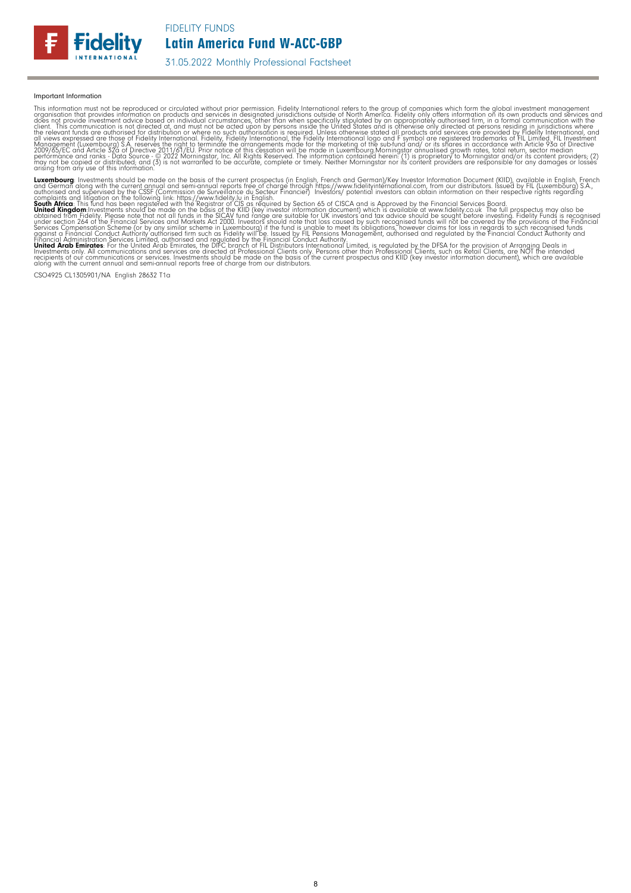Important Information

This information must not be reproduced or circulated without prior permission. Fidelity International refers to the group of companies which form the global investment management organisation that provides information on products and services in designated jurisdictions outside of North America. Fidelity only offers information on its own products and services and does not provide investment advice based on individual circumstances, other than when specifically stipulated by an appropriately authorised firm, in a formal communication with the client. This communication is not directed at, and must not be acted upon by persons inside the United States and is otherwise only directed at persons residing in jurisdictions where the relevant funds are authorised for distribution or where no such authorisation is required. Unless otherwise stated all products and services are provided by Fidelity International, and all views expressed are those of Fidelity International. Fidelity, Fidelity International, the Fidelity International logo and F symbol are registered trademarks of FIL Limited. FIL Investment Management (Luxembourg) S.A. reserves the right to terminate the arrangements made for the marketing of the sub-fund and/ or its shares in accordance with Article 93a of Directive 2009/65/EC and Article 32a of Directive 2011/61/EU. Prior notice of this cessation will be made in Luxembourg.Morningstar annualised growth rates, total return, sector median performance and ranks - Data Source - © 2022 Morningstar, Inc. All Rights Reserved. The information contained herein: (1) is proprietary to Morningstar and/or its content providers; (2) may not be copied or distributed; and (3) is not warranted to be accurate, complete or timely. Neither Morningstar nor its content providers are responsible for any damages or losses arising from any use of this information.

**Luxembourg**: Investments should be made on the basis of the current prospectus (in English, French and German)/Key Investor Information Document (KIID), available in English, French and German along with the current annual and semi-annual reports free of charge through https://www.fidelityinternational.com, from our distributors. Issued by FIL (Luxembourg) S.A., authorised and supervised by the CSSF (Commission de Surveillance du Secteur Financier) Investors/ potential investors can obtain information on their respective rights regarding complaints and litigation on the following link: https://www.fidelity.lu in English.
**South Africa**: This fund has been registered with the Registrar of CIS as required by Section 65 of CISCA and is Approved by the Financial Services Board.
**United Kingdom**:Investments should be made on the basis of the KIID (key investor information document) which is available at www.fidelity.co.uk The full prospectus may also be obtained from Fidelity. Please note that not all funds in the SICAV fund range are suitable for UK investors and tax advice should be sought before investing. Fidelity Funds is recognised under section 264 of the Financial Services and Markets Act 2000. Investors should note that loss caused by such recognised funds will not be covered by the provisions of the Financial Services Compensation Scheme (or by any similar scheme in Luxembourg) if the fund is unable to meet its obligations, however claims for loss in regards to such recognised funds against a Financial Conduct Authority authorised firm such as Fidelity will be. Issued by FIL Pensions Management, authorised and regulated by the Financial Conduct Authority and Financial Administration Services Limited, authorised and regulated by the Financial Conduct Authority.
**United Arab Emirates**: For the United Arab Emirates, the DIFC branch of FIL Distributors International Limited, is regulated by the DFSA for the provision of Arranging Deals in Investments only. All communications and services are directed at Professional Clients only. Persons other than Professional Clients, such as Retail Clients, are NOT the intended recipients of our communications or services. Investments should be made on the basis of the current prospectus and KIID (key investor information document), which are available along with the current annual and semi-annual reports free of charge from our distributors.

CSO4925 CL1305901/NA English 28632 T1a